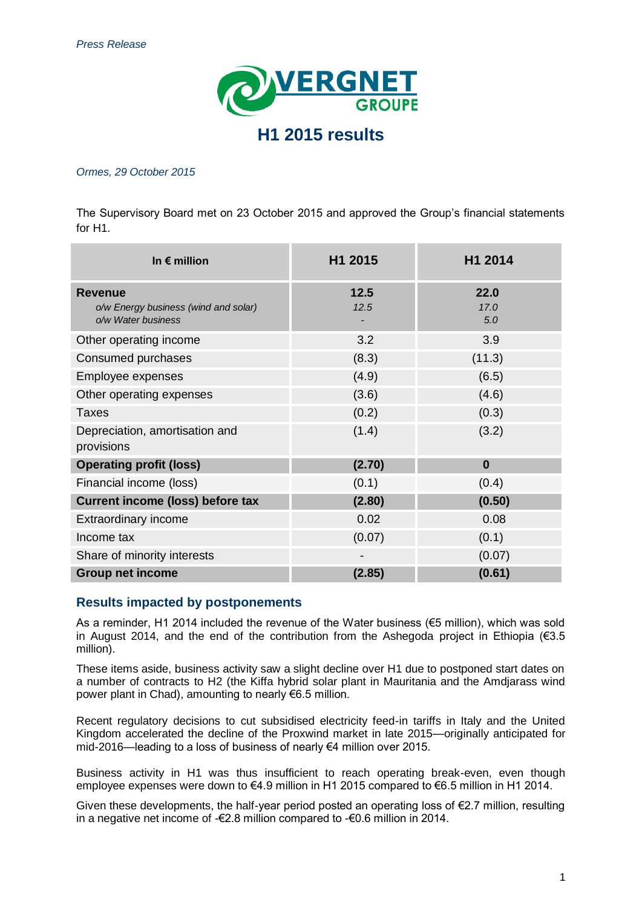*Press Release*

VERGNET GROUPE

# H1 2015 results

*Ormes, 29 October 2015*

The Supervisory Board met on 23 October 2015 and approved the Group's financial statements for H1.

| In € million | H1 2015 | H1 2014 |
|---|---|---|
| **Revenue**<br>*o/w Energy business (wind and solar)*<br>*o/w Water business* | **12.5**<br>*12.5*<br>*-* | **22.0**<br>*17.0*<br>*5.0* |
| Other operating income | 3.2 | 3.9 |
| Consumed purchases | (8.3) | (11.3) |
| Employee expenses | (4.9) | (6.5) |
| Other operating expenses | (3.6) | (4.6) |
| Taxes | (0.2) | (0.3) |
| Depreciation, amortisation and provisions | (1.4) | (3.2) |
| **Operating profit (loss)** | **(2.70)** | **0** |
| Financial income (loss) | (0.1) | (0.4) |
| **Current income (loss) before tax** | **(2.80)** | **(0.50)** |
| Extraordinary income | 0.02 | 0.08 |
| Income tax | (0.07) | (0.1) |
| Share of minority interests | - | (0.07) |
| **Group net income** | **(2.85)** | **(0.61)** |

## Results impacted by postponements

As a reminder, H1 2014 included the revenue of the Water business (€5 million), which was sold in August 2014, and the end of the contribution from the Ashegoda project in Ethiopia (€3.5 million).

These items aside, business activity saw a slight decline over H1 due to postponed start dates on a number of contracts to H2 (the Kiffa hybrid solar plant in Mauritania and the Amdjarass wind power plant in Chad), amounting to nearly €6.5 million.

Recent regulatory decisions to cut subsidised electricity feed-in tariffs in Italy and the United Kingdom accelerated the decline of the Proxwind market in late 2015—originally anticipated for mid-2016—leading to a loss of business of nearly €4 million over 2015.

Business activity in H1 was thus insufficient to reach operating break-even, even though employee expenses were down to €4.9 million in H1 2015 compared to €6.5 million in H1 2014.

Given these developments, the half-year period posted an operating loss of €2.7 million, resulting in a negative net income of -€2.8 million compared to -€0.6 million in 2014.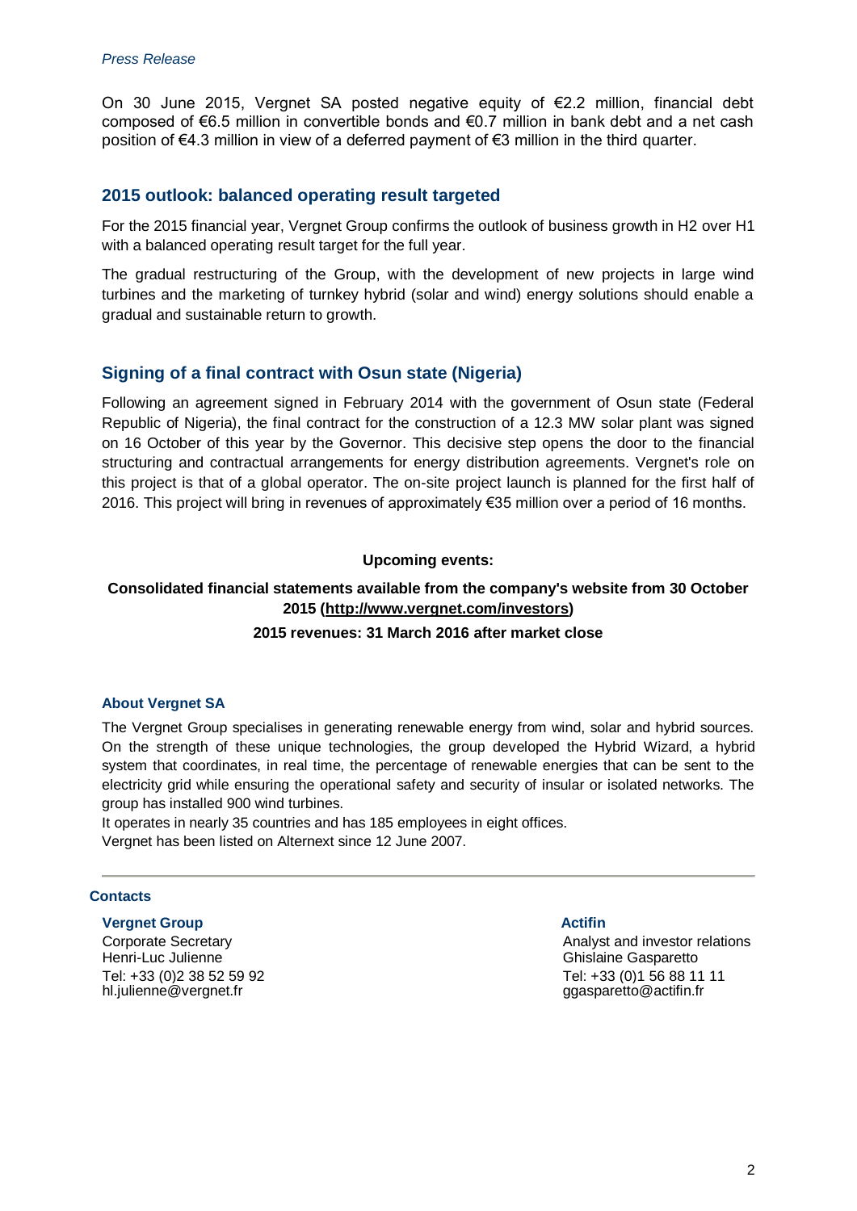*Press Release*

On 30 June 2015, Vergnet SA posted negative equity of €2.2 million, financial debt composed of €6.5 million in convertible bonds and €0.7 million in bank debt and a net cash position of €4.3 million in view of a deferred payment of €3 million in the third quarter.

## 2015 outlook: balanced operating result targeted

For the 2015 financial year, Vergnet Group confirms the outlook of business growth in H2 over H1 with a balanced operating result target for the full year.

The gradual restructuring of the Group, with the development of new projects in large wind turbines and the marketing of turnkey hybrid (solar and wind) energy solutions should enable a gradual and sustainable return to growth.

## Signing of a final contract with Osun state (Nigeria)

Following an agreement signed in February 2014 with the government of Osun state (Federal Republic of Nigeria), the final contract for the construction of a 12.3 MW solar plant was signed on 16 October of this year by the Governor. This decisive step opens the door to the financial structuring and contractual arrangements for energy distribution agreements. Vergnet's role on this project is that of a global operator. The on-site project launch is planned for the first half of 2016. This project will bring in revenues of approximately €35 million over a period of 16 months.

**Upcoming events:**

**Consolidated financial statements available from the company's website from 30 October 2015 (http://www.vergnet.com/investors)**

**2015 revenues: 31 March 2016 after market close**

### About Vergnet SA

The Vergnet Group specialises in generating renewable energy from wind, solar and hybrid sources. On the strength of these unique technologies, the group developed the Hybrid Wizard, a hybrid system that coordinates, in real time, the percentage of renewable energies that can be sent to the electricity grid while ensuring the operational safety and security of insular or isolated networks. The group has installed 900 wind turbines.

It operates in nearly 35 countries and has 185 employees in eight offices.

Vergnet has been listed on Alternext since 12 June 2007.

---

### Contacts

**Vergnet Group**
Corporate Secretary
Henri-Luc Julienne
Tel: +33 (0)2 38 52 59 92
hl.julienne@vergnet.fr

**Actifin**
Analyst and investor relations
Ghislaine Gasparetto
Tel: +33 (0)1 56 88 11 11
ggasparetto@actifin.fr